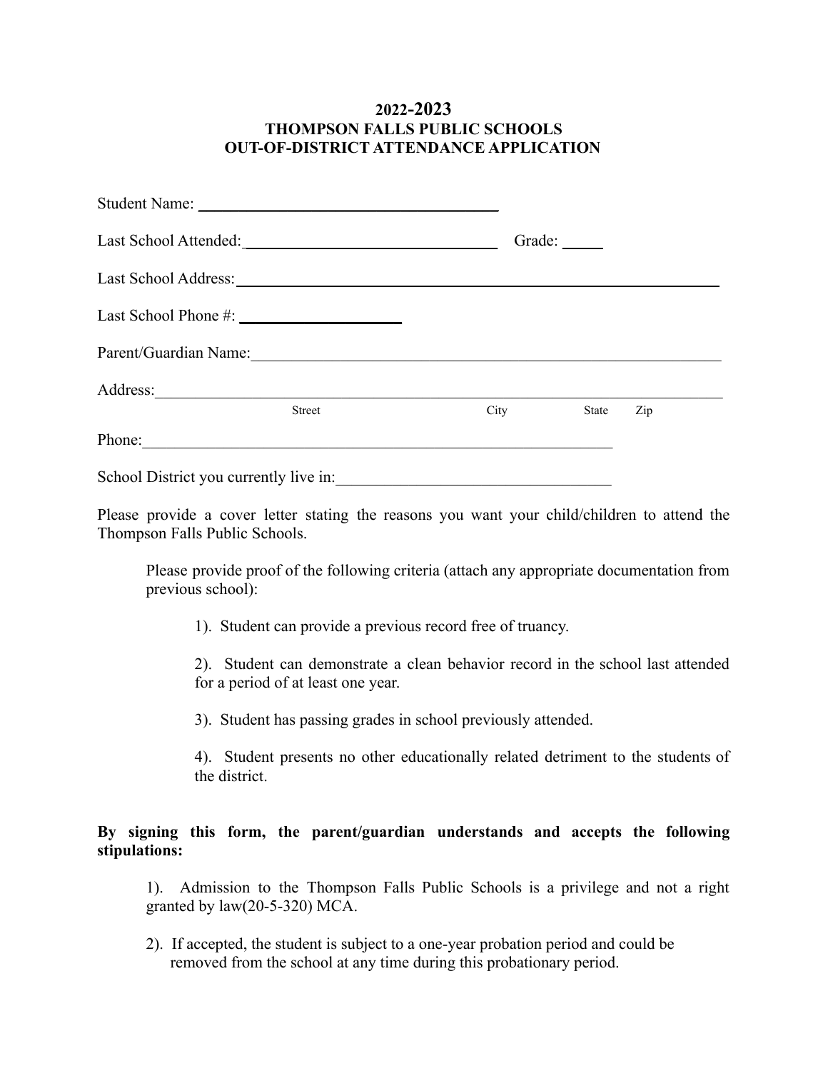# 2022-2023
# THOMPSON FALLS PUBLIC SCHOOLS
# OUT-OF-DISTRICT ATTENDANCE APPLICATION

Student Name: ________________________________________

Last School Attended: ________________________________ Grade: _____

Last School Address: ________________________________________________________________

Last School Phone #: ____________________

Parent/Guardian Name: ________________________________________________________________

Address: ________________________________________________________________________
Street City State Zip

Phone: ________________________________________________________________

School District you currently live in: ___________________________________

Please provide a cover letter stating the reasons you want your child/children to attend the Thompson Falls Public Schools.

Please provide proof of the following criteria (attach any appropriate documentation from previous school):

1). Student can provide a previous record free of truancy.

2). Student can demonstrate a clean behavior record in the school last attended for a period of at least one year.

3). Student has passing grades in school previously attended.

4). Student presents no other educationally related detriment to the students of the district.

**By signing this form, the parent/guardian understands and accepts the following stipulations:**

1). Admission to the Thompson Falls Public Schools is a privilege and not a right granted by law(20-5-320) MCA.

2). If accepted, the student is subject to a one-year probation period and could be removed from the school at any time during this probationary period.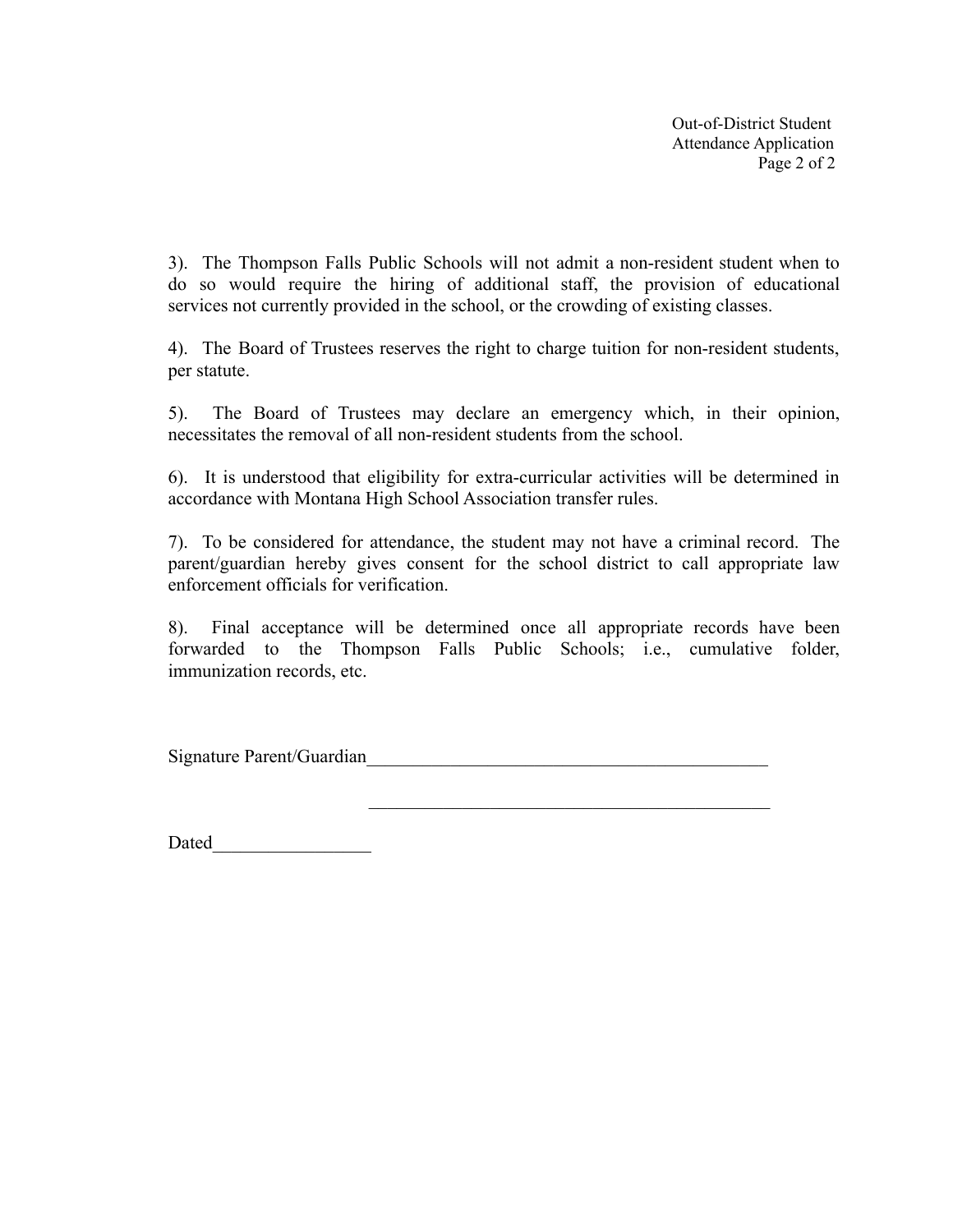3). The Thompson Falls Public Schools will not admit a non-resident student when to do so would require the hiring of additional staff, the provision of educational services not currently provided in the school, or the crowding of existing classes.

4). The Board of Trustees reserves the right to charge tuition for non-resident students, per statute.

5). The Board of Trustees may declare an emergency which, in their opinion, necessitates the removal of all non-resident students from the school.

6). It is understood that eligibility for extra-curricular activities will be determined in accordance with Montana High School Association transfer rules.

7). To be considered for attendance, the student may not have a criminal record. The parent/guardian hereby gives consent for the school district to call appropriate law enforcement officials for verification.

8). Final acceptance will be determined once all appropriate records have been forwarded to the Thompson Falls Public Schools; i.e., cumulative folder, immunization records, etc.

Signature Parent/Guardian_____________________________________________

_____________________________________________

Dated_________________